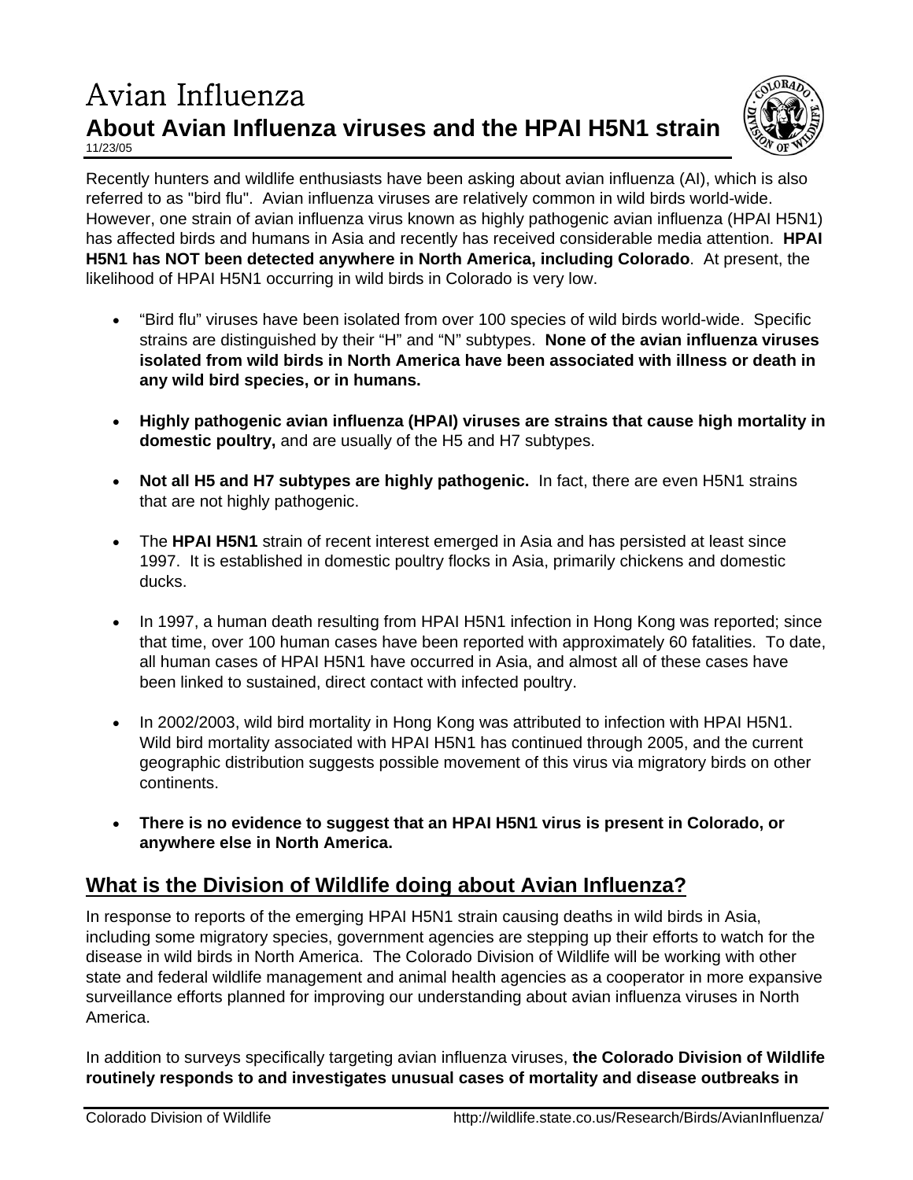# Avian Influenza

## About Avian Influenza viruses and the HPAI H5N1 strain

11/23/05

Recently hunters and wildlife enthusiasts have been asking about avian influenza (AI), which is also referred to as "bird flu". Avian influenza viruses are relatively common in wild birds world-wide. However, one strain of avian influenza virus known as highly pathogenic avian influenza (HPAI H5N1) has affected birds and humans in Asia and recently has received considerable media attention. **HPAI H5N1 has NOT been detected anywhere in North America, including Colorado**. At present, the likelihood of HPAI H5N1 occurring in wild birds in Colorado is very low.

- "Bird flu" viruses have been isolated from over 100 species of wild birds world-wide. Specific strains are distinguished by their "H" and "N" subtypes. **None of the avian influenza viruses isolated from wild birds in North America have been associated with illness or death in any wild bird species, or in humans.**

- **Highly pathogenic avian influenza (HPAI) viruses are strains that cause high mortality in domestic poultry,** and are usually of the H5 and H7 subtypes.

- **Not all H5 and H7 subtypes are highly pathogenic.** In fact, there are even H5N1 strains that are not highly pathogenic.

- The **HPAI H5N1** strain of recent interest emerged in Asia and has persisted at least since 1997. It is established in domestic poultry flocks in Asia, primarily chickens and domestic ducks.

- In 1997, a human death resulting from HPAI H5N1 infection in Hong Kong was reported; since that time, over 100 human cases have been reported with approximately 60 fatalities. To date, all human cases of HPAI H5N1 have occurred in Asia, and almost all of these cases have been linked to sustained, direct contact with infected poultry.

- In 2002/2003, wild bird mortality in Hong Kong was attributed to infection with HPAI H5N1. Wild bird mortality associated with HPAI H5N1 has continued through 2005, and the current geographic distribution suggests possible movement of this virus via migratory birds on other continents.

- **There is no evidence to suggest that an HPAI H5N1 virus is present in Colorado, or anywhere else in North America.**

## What is the Division of Wildlife doing about Avian Influenza?

In response to reports of the emerging HPAI H5N1 strain causing deaths in wild birds in Asia, including some migratory species, government agencies are stepping up their efforts to watch for the disease in wild birds in North America. The Colorado Division of Wildlife will be working with other state and federal wildlife management and animal health agencies as a cooperator in more expansive surveillance efforts planned for improving our understanding about avian influenza viruses in North America.

In addition to surveys specifically targeting avian influenza viruses, **the Colorado Division of Wildlife routinely responds to and investigates unusual cases of mortality and disease outbreaks in**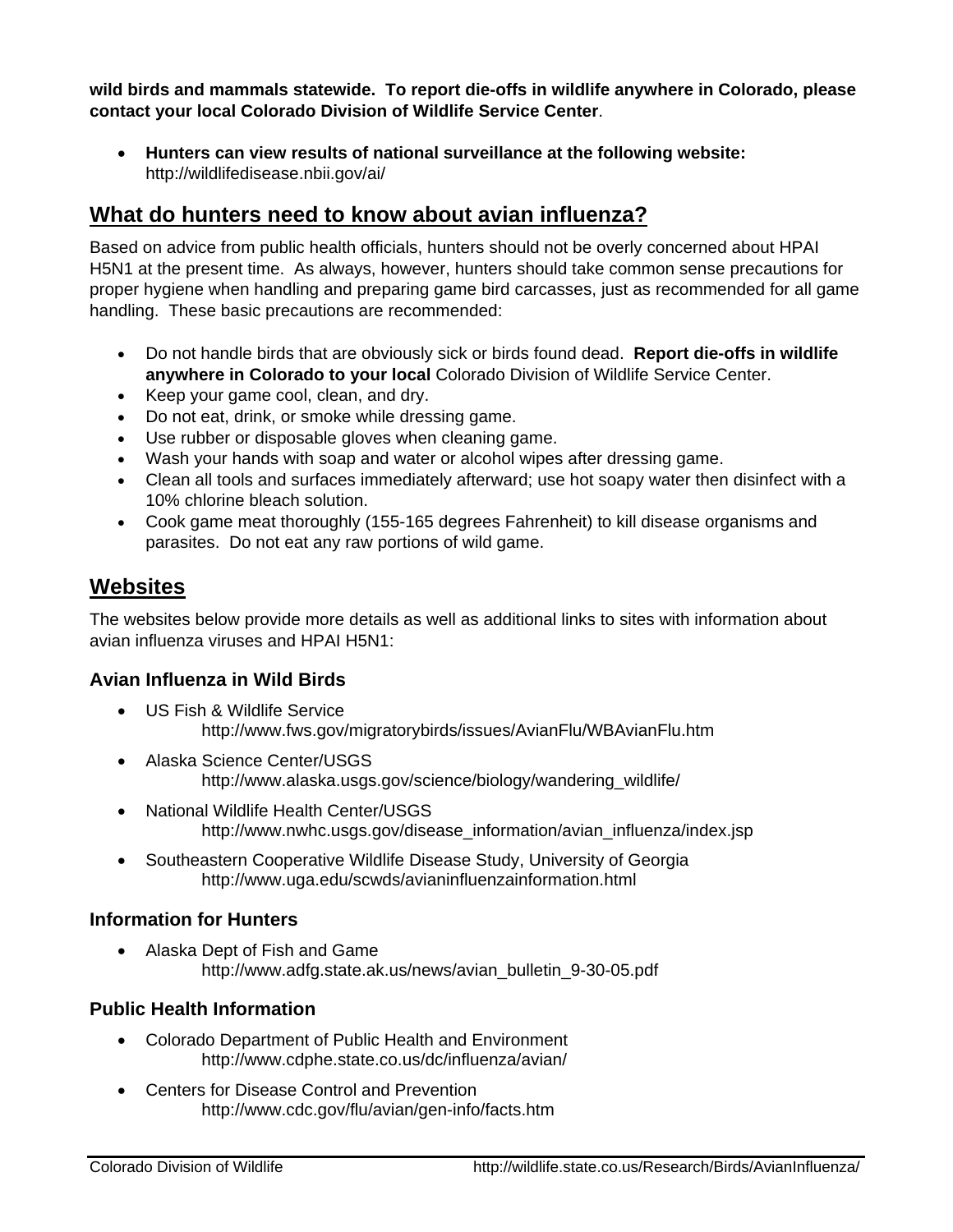**wild birds and mammals statewide. To report die-offs in wildlife anywhere in Colorado, please contact your local Colorado Division of Wildlife Service Center**.

- **Hunters can view results of national surveillance at the following website:** http://wildlifedisease.nbii.gov/ai/

## What do hunters need to know about avian influenza?

Based on advice from public health officials, hunters should not be overly concerned about HPAI H5N1 at the present time. As always, however, hunters should take common sense precautions for proper hygiene when handling and preparing game bird carcasses, just as recommended for all game handling. These basic precautions are recommended:

- Do not handle birds that are obviously sick or birds found dead. **Report die-offs in wildlife anywhere in Colorado to your local** Colorado Division of Wildlife Service Center.
- Keep your game cool, clean, and dry.
- Do not eat, drink, or smoke while dressing game.
- Use rubber or disposable gloves when cleaning game.
- Wash your hands with soap and water or alcohol wipes after dressing game.
- Clean all tools and surfaces immediately afterward; use hot soapy water then disinfect with a 10% chlorine bleach solution.
- Cook game meat thoroughly (155-165 degrees Fahrenheit) to kill disease organisms and parasites. Do not eat any raw portions of wild game.

## Websites

The websites below provide more details as well as additional links to sites with information about avian influenza viruses and HPAI H5N1:

### Avian Influenza in Wild Birds

- US Fish & Wildlife Service
  http://www.fws.gov/migratorybirds/issues/AvianFlu/WBAvianFlu.htm
- Alaska Science Center/USGS
  http://www.alaska.usgs.gov/science/biology/wandering_wildlife/
- National Wildlife Health Center/USGS
  http://www.nwhc.usgs.gov/disease_information/avian_influenza/index.jsp
- Southeastern Cooperative Wildlife Disease Study, University of Georgia
  http://www.uga.edu/scwds/avianinfluenzainformation.html

### Information for Hunters

- Alaska Dept of Fish and Game
  http://www.adfg.state.ak.us/news/avian_bulletin_9-30-05.pdf

### Public Health Information

- Colorado Department of Public Health and Environment
  http://www.cdphe.state.co.us/dc/influenza/avian/
- Centers for Disease Control and Prevention
  http://www.cdc.gov/flu/avian/gen-info/facts.htm